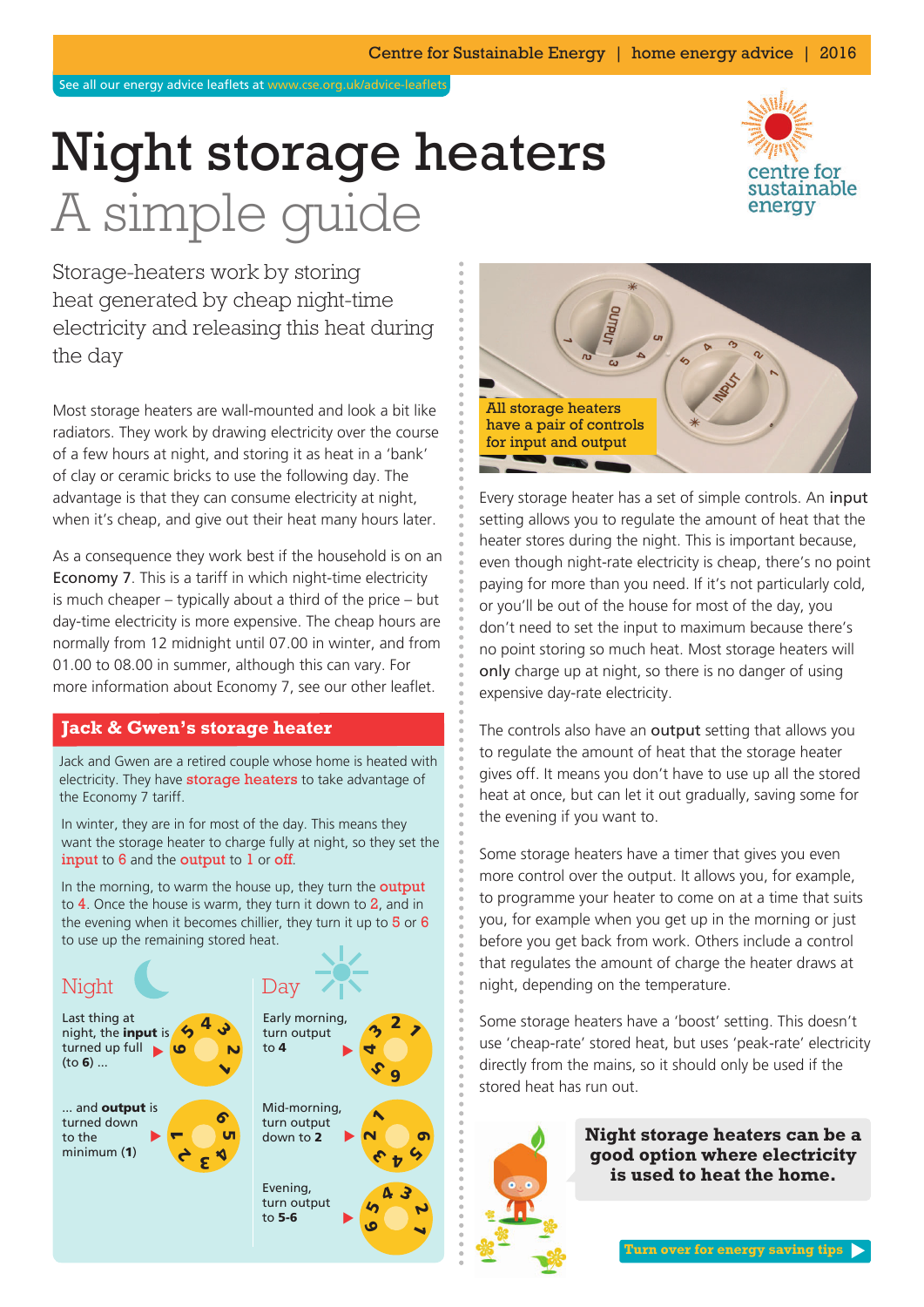Centre for Sustainable Energy | home energy advice | 2016

See all our energy advice leaflets at www.cse.org.uk/advice-leaflets

# Night storage heaters

## A simple guide

Storage-heaters work by storing heat generated by cheap night-time electricity and releasing this heat during the day

Most storage heaters are wall-mounted and look a bit like radiators. They work by drawing electricity over the course of a few hours at night, and storing it as heat in a 'bank' of clay or ceramic bricks to use the following day. The advantage is that they can consume electricity at night, when it's cheap, and give out their heat many hours later.

As a consequence they work best if the household is on an **Economy 7**. This is a tariff in which night-time electricity is much cheaper – typically about a third of the price – but day-time electricity is more expensive. The cheap hours are normally from 12 midnight until 07.00 in winter, and from 01.00 to 08.00 in summer, although this can vary. For more information about Economy 7, see our other leaflet.

### Jack & Gwen's storage heater

Jack and Gwen are a retired couple whose home is heated with electricity. They have storage heaters to take advantage of the Economy 7 tariff.

In winter, they are in for most of the day. This means they want the storage heater to charge fully at night, so they set the input to 6 and the output to 1 or off.

In the morning, to warm the house up, they turn the output to 4. Once the house is warm, they turn it down to 2, and in the evening when it becomes chillier, they turn it up to 5 or 6 to use up the remaining stored heat.

**Night**

Last thing at night, the **input** is turned up full (to **6**) ...

... and **output** is turned down to the minimum (**1**)

**Day**

Early morning, turn output to **4**

Mid-morning, turn output down to **2**

Evening, turn output to **5-6**

All storage heaters have a pair of controls for input and output

Every storage heater has a set of simple controls. An **input** setting allows you to regulate the amount of heat that the heater stores during the night. This is important because, even though night-rate electricity is cheap, there's no point paying for more than you need. If it's not particularly cold, or you'll be out of the house for most of the day, you don't need to set the input to maximum because there's no point storing so much heat. Most storage heaters will **only** charge up at night, so there is no danger of using expensive day-rate electricity.

The controls also have an **output** setting that allows you to regulate the amount of heat that the storage heater gives off. It means you don't have to use up all the stored heat at once, but can let it out gradually, saving some for the evening if you want to.

Some storage heaters have a timer that gives you even more control over the output. It allows you, for example, to programme your heater to come on at a time that suits you, for example when you get up in the morning or just before you get back from work. Others include a control that regulates the amount of charge the heater draws at night, depending on the temperature.

Some storage heaters have a 'boost' setting. This doesn't use 'cheap-rate' stored heat, but uses 'peak-rate' electricity directly from the mains, so it should only be used if the stored heat has run out.

**Night storage heaters can be a good option where electricity is used to heat the home.**

**Turn over for energy saving tips**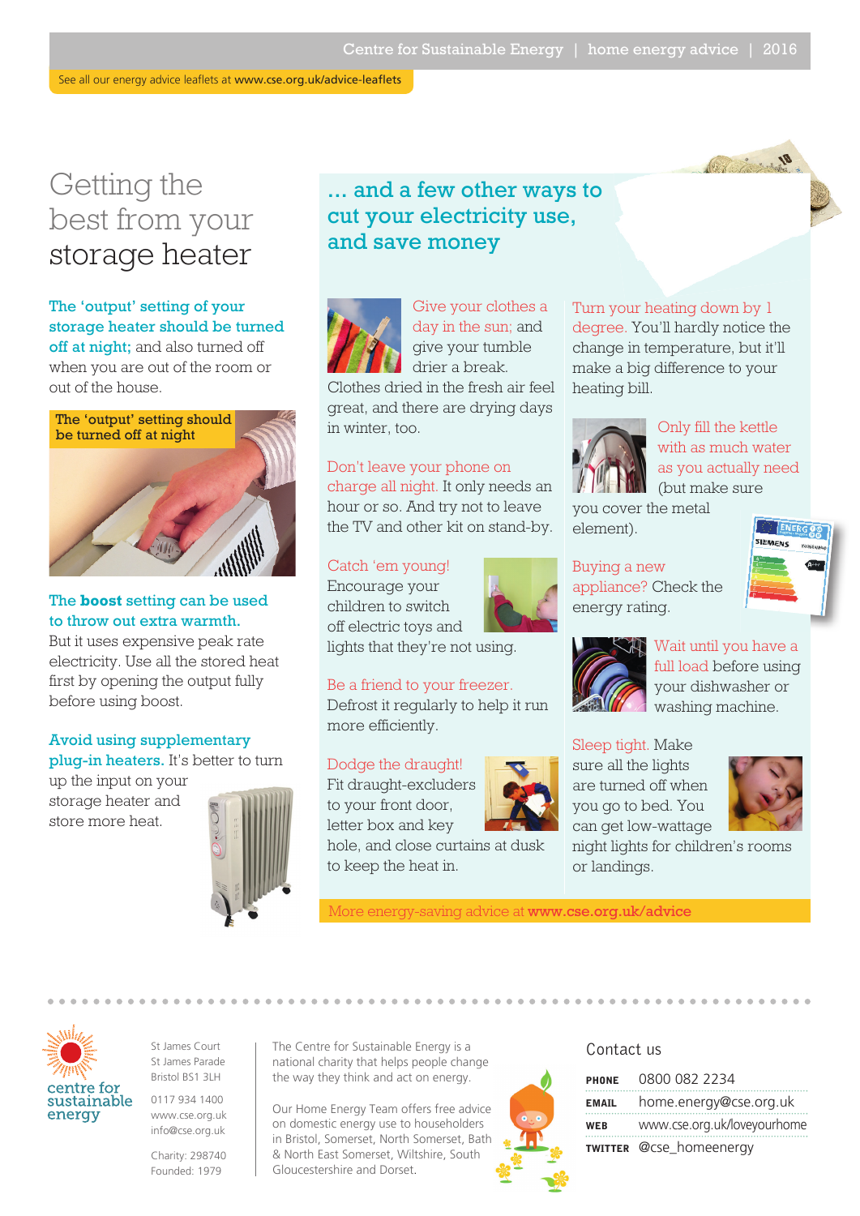See all our energy advice leaflets at **www.cse.org.uk/advice-leaflets**

# Getting the best from your storage heater

**The 'output' setting of your storage heater should be turned off at night;** and also turned off when you are out of the room or out of the house.

The 'output' setting should be turned off at night

**The boost setting can be used to throw out extra warmth.** But it uses expensive peak rate electricity. Use all the stored heat first by opening the output fully before using boost.

**Avoid using supplementary plug-in heaters.** It's better to turn up the input on your storage heater and store more heat.

## ... and a few other ways to cut your electricity use, and save money

**Give your clothes a day in the sun;** and give your tumble drier a break. Clothes dried in the fresh air feel great, and there are drying days in winter, too.

**Don't leave your phone on charge all night.** It only needs an hour or so. And try not to leave the TV and other kit on stand-by.

**Catch 'em young!** Encourage your children to switch off electric toys and lights that they're not using.

**Be a friend to your freezer.** Defrost it regularly to help it run more efficiently.

**Dodge the draught!** Fit draught-excluders to your front door, letter box and key hole, and close curtains at dusk to keep the heat in.

**Turn your heating down by 1 degree.** You'll hardly notice the change in temperature, but it'll make a big difference to your heating bill.

**Only fill the kettle with as much water as you actually need** (but make sure you cover the metal element).

**Buying a new appliance?** Check the energy rating.

**Wait until you have a full load** before using your dishwasher or washing machine.

**Sleep tight.** Make sure all the lights are turned off when you go to bed. You can get low-wattage night lights for children's rooms or landings.

More energy-saving advice at **www.cse.org.uk/advice**

---

centre for sustainable energy

St James Court
St James Parade
Bristol BS1 3LH

0117 934 1400
www.cse.org.uk
info@cse.org.uk

Charity: 298740
Founded: 1979

The Centre for Sustainable Energy is a national charity that helps people change the way they think and act on energy.

Our Home Energy Team offers free advice on domestic energy use to householders in Bristol, Somerset, North Somerset, Bath & North East Somerset, Wiltshire, South Gloucestershire and Dorset.

Contact us

| | |
|---|---|
| PHONE | 0800 082 2234 |
| EMAIL | home.energy@cse.org.uk |
| WEB | www.cse.org.uk/loveyourhome |
| TWITTER | @cse_homeenergy |